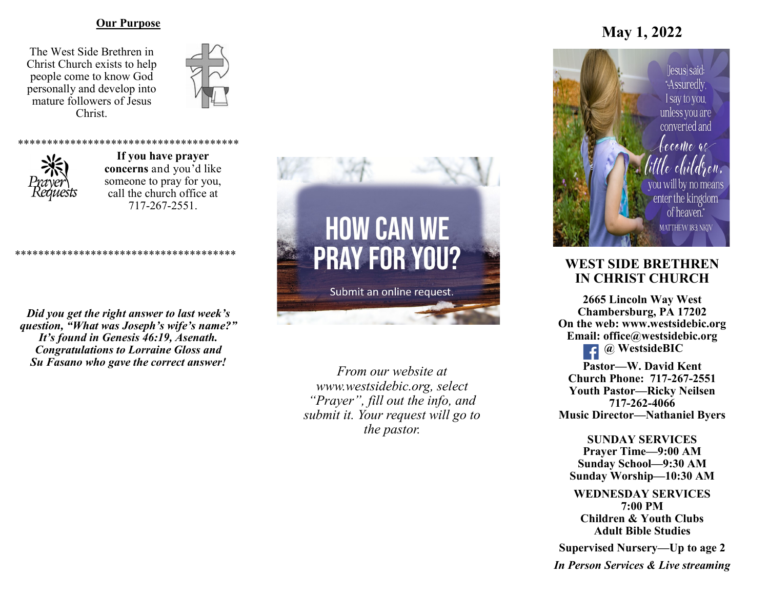**Our Purpose**

The West Side Brethren in Christ Church exists to help people come to know God personally and develop into mature followers of Jesus Christ.

*************************************

**If you have prayer concerns** and you'd like someone to pray for you, call the church office at 717-267-2551.

*************************************

***Did you get the right answer to last week's question, "What was Joseph's wife's name?" It's found in Genesis 46:19, Asenath. Congratulations to Lorraine Gloss and Su Fasano who gave the correct answer!***

HOW CAN WE PRAY FOR YOU?

Submit an online request.

*From our website at www.westsidebic.org, select "Prayer", fill out the info, and submit it. Your request will go to the pastor.*

# May 1, 2022

[Jesus] said: "Assuredly, I say to you, unless you are converted and become as little children, you will by no means enter the kingdom of heaven." MATTHEW 18:3, NKJV

## WEST SIDE BRETHREN IN CHRIST CHURCH

**2665 Lincoln Way West**
**Chambersburg, PA 17202**
**On the web: www.westsidebic.org**
**Email: office@westsidebic.org**
**@ WestsideBIC**

**Pastor—W. David Kent**
**Church Phone: 717-267-2551**
**Youth Pastor—Ricky Neilsen**
**717-262-4066**
**Music Director—Nathaniel Byers**

**SUNDAY SERVICES**
**Prayer Time—9:00 AM**
**Sunday School—9:30 AM**
**Sunday Worship—10:30 AM**

**WEDNESDAY SERVICES**
**7:00 PM**
**Children & Youth Clubs**
**Adult Bible Studies**

**Supervised Nursery—Up to age 2**

***In Person Services & Live streaming***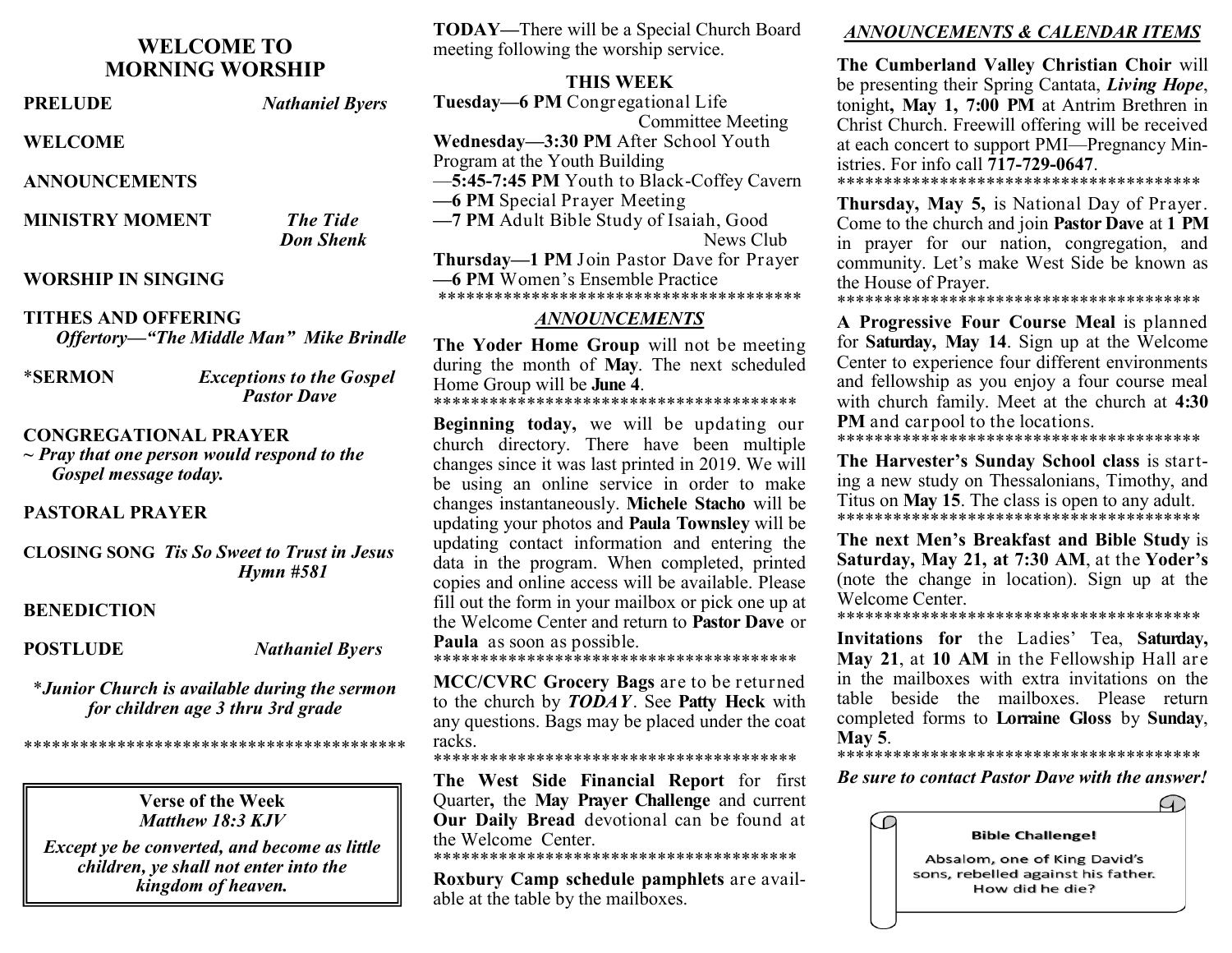## WELCOME TO MORNING WORSHIP

**PRELUDE** *Nathaniel Byers*

**WELCOME**

**ANNOUNCEMENTS**

**MINISTRY MOMENT** *The Tide*
*Don Shenk*

**WORSHIP IN SINGING**

**TITHES AND OFFERING**
*Offertory—"The Middle Man" Mike Brindle*

*__SERMON__ *Exceptions to the Gospel*
*Pastor Dave*

**CONGREGATIONAL PRAYER**
*~ Pray that one person would respond to the Gospel message today.*

**PASTORAL PRAYER**

**CLOSING SONG** *Tis So Sweet to Trust in Jesus*
*Hymn #581*

**BENEDICTION**

**POSTLUDE** *Nathaniel Byers*

*\*Junior Church is available during the sermon for children age 3 thru 3rd grade*

******************************************

> **Verse of the Week**
> *Matthew 18:3 KJV*
>
> ***Except ye be converted, and become as little children, ye shall not enter into the kingdom of heaven.***

**TODAY—**There will be a Special Church Board meeting following the worship service.

### THIS WEEK

**Tuesday—6 PM** Congregational Life Committee Meeting

**Wednesday—3:30 PM** After School Youth Program at the Youth Building
—**5:45-7:45 PM** Youth to Black-Coffey Cavern
**—6 PM** Special Prayer Meeting
**—7 PM** Adult Bible Study of Isaiah, Good News Club

**Thursday—1 PM** Join Pastor Dave for Prayer
**—6 PM** Women's Ensemble Practice

****************************************

### *ANNOUNCEMENTS*

**The Yoder Home Group** will not be meeting during the month of **May**. The next scheduled Home Group will be **June 4**.

****************************************

**Beginning today,** we will be updating our church directory. There have been multiple changes since it was last printed in 2019. We will be using an online service in order to make changes instantaneously. **Michele Stacho** will be updating your photos and **Paula Townsley** will be updating contact information and entering the data in the program. When completed, printed copies and online access will be available. Please fill out the form in your mailbox or pick one up at the Welcome Center and return to **Pastor Dave** or **Paula** as soon as possible.

****************************************

**MCC/CVRC Grocery Bags** are to be returned to the church by ***TODAY***. See **Patty Heck** with any questions. Bags may be placed under the coat racks.

****************************************

**The West Side Financial Report** for first Quarter**,** the **May Prayer Challenge** and current **Our Daily Bread** devotional can be found at the Welcome Center.

****************************************

**Roxbury Camp schedule pamphlets** are available at the table by the mailboxes.

### *ANNOUNCEMENTS & CALENDAR ITEMS*

**The Cumberland Valley Christian Choir** will be presenting their Spring Cantata, ***Living Hope***, tonight**, May 1, 7:00 PM** at Antrim Brethren in Christ Church. Freewill offering will be received at each concert to support PMI—Pregnancy Ministries. For info call **717-729-0647**.

****************************************

**Thursday, May 5,** is National Day of Prayer. Come to the church and join **Pastor Dave** at **1 PM** in prayer for our nation, congregation, and community. Let's make West Side be known as the House of Prayer.

****************************************

**A Progressive Four Course Meal** is planned for **Saturday, May 14**. Sign up at the Welcome Center to experience four different environments and fellowship as you enjoy a four course meal with church family. Meet at the church at **4:30 PM** and carpool to the locations.

****************************************

**The Harvester's Sunday School class** is starting a new study on Thessalonians, Timothy, and Titus on **May 15**. The class is open to any adult.

****************************************

**The next Men's Breakfast and Bible Study** is **Saturday, May 21, at 7:30 AM**, at the **Yoder's** (note the change in location). Sign up at the Welcome Center.

****************************************

**Invitations for** the Ladies' Tea, **Saturday, May 21**, at **10 AM** in the Fellowship Hall are in the mailboxes with extra invitations on the table beside the mailboxes. Please return completed forms to **Lorraine Gloss** by **Sunday**, **May 5**.

****************************************

***Be sure to contact Pastor Dave with the answer!***

**Bible Challenge!**

Absalom, one of King David's sons, rebelled against his father. How did he die?